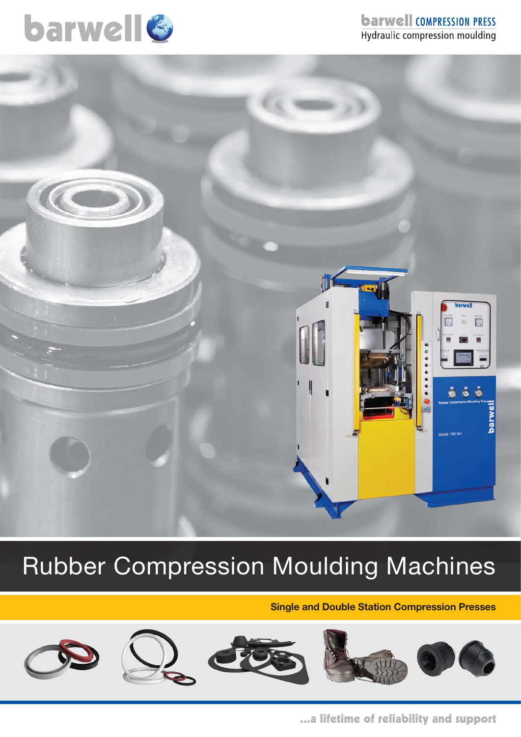barwell

**barwell COMPRESSION PRESS**
Hydraulic compression moulding

# Rubber Compression Moulding Machines

**Single and Double Station Compression Presses**

**...a lifetime of reliability and support**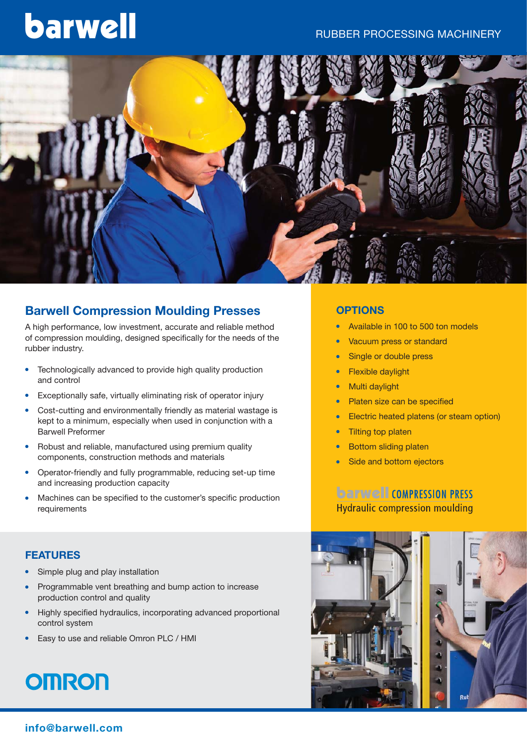barwell

RUBBER PROCESSING MACHINERY

## Barwell Compression Moulding Presses

A high performance, low investment, accurate and reliable method of compression moulding, designed specifically for the needs of the rubber industry.

- Technologically advanced to provide high quality production and control
- Exceptionally safe, virtually eliminating risk of operator injury
- Cost-cutting and environmentally friendly as material wastage is kept to a minimum, especially when used in conjunction with a Barwell Preformer
- Robust and reliable, manufactured using premium quality components, construction methods and materials
- Operator-friendly and fully programmable, reducing set-up time and increasing production capacity
- Machines can be specified to the customer's specific production requirements

## OPTIONS

- Available in 100 to 500 ton models
- Vacuum press or standard
- Single or double press
- Flexible daylight
- Multi daylight
- Platen size can be specified
- Electric heated platens (or steam option)
- Tilting top platen
- Bottom sliding platen
- Side and bottom ejectors

barwell COMPRESSION PRESS
Hydraulic compression moulding

## FEATURES

- Simple plug and play installation
- Programmable vent breathing and bump action to increase production control and quality
- Highly specified hydraulics, incorporating advanced proportional control system
- Easy to use and reliable Omron PLC / HMI

OMRON

info@barwell.com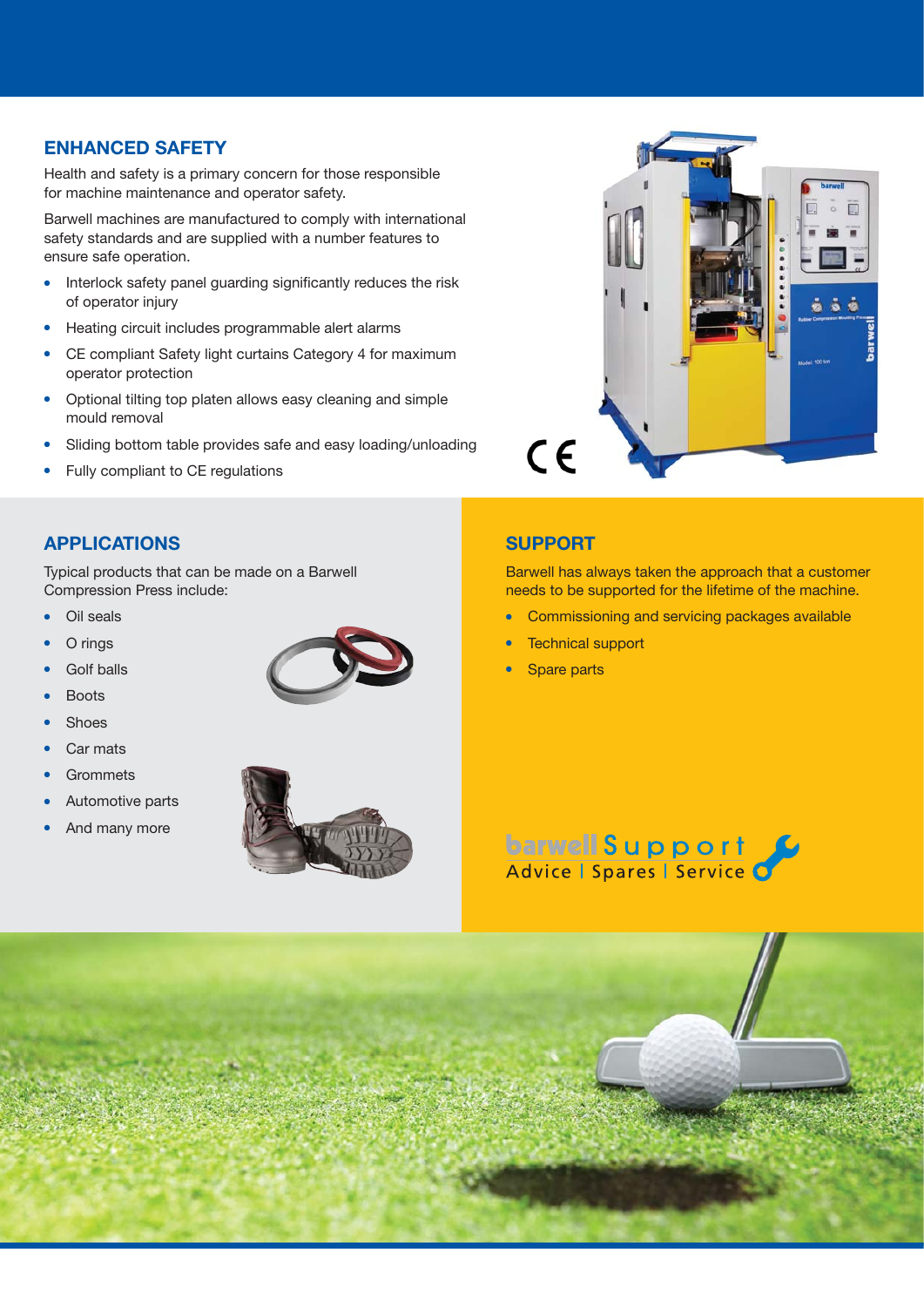## ENHANCED SAFETY

Health and safety is a primary concern for those responsible for machine maintenance and operator safety.

Barwell machines are manufactured to comply with international safety standards and are supplied with a number features to ensure safe operation.

- Interlock safety panel guarding significantly reduces the risk of operator injury
- Heating circuit includes programmable alert alarms
- CE compliant Safety light curtains Category 4 for maximum operator protection
- Optional tilting top platen allows easy cleaning and simple mould removal
- Sliding bottom table provides safe and easy loading/unloading
- Fully compliant to CE regulations

## APPLICATIONS

Typical products that can be made on a Barwell Compression Press include:

- Oil seals
- O rings
- Golf balls
- Boots
- Shoes
- Car mats
- Grommets
- Automotive parts
- And many more

## SUPPORT

Barwell has always taken the approach that a customer needs to be supported for the lifetime of the machine.

- Commissioning and servicing packages available
- Technical support
- Spare parts

barwell Support
Advice | Spares | Service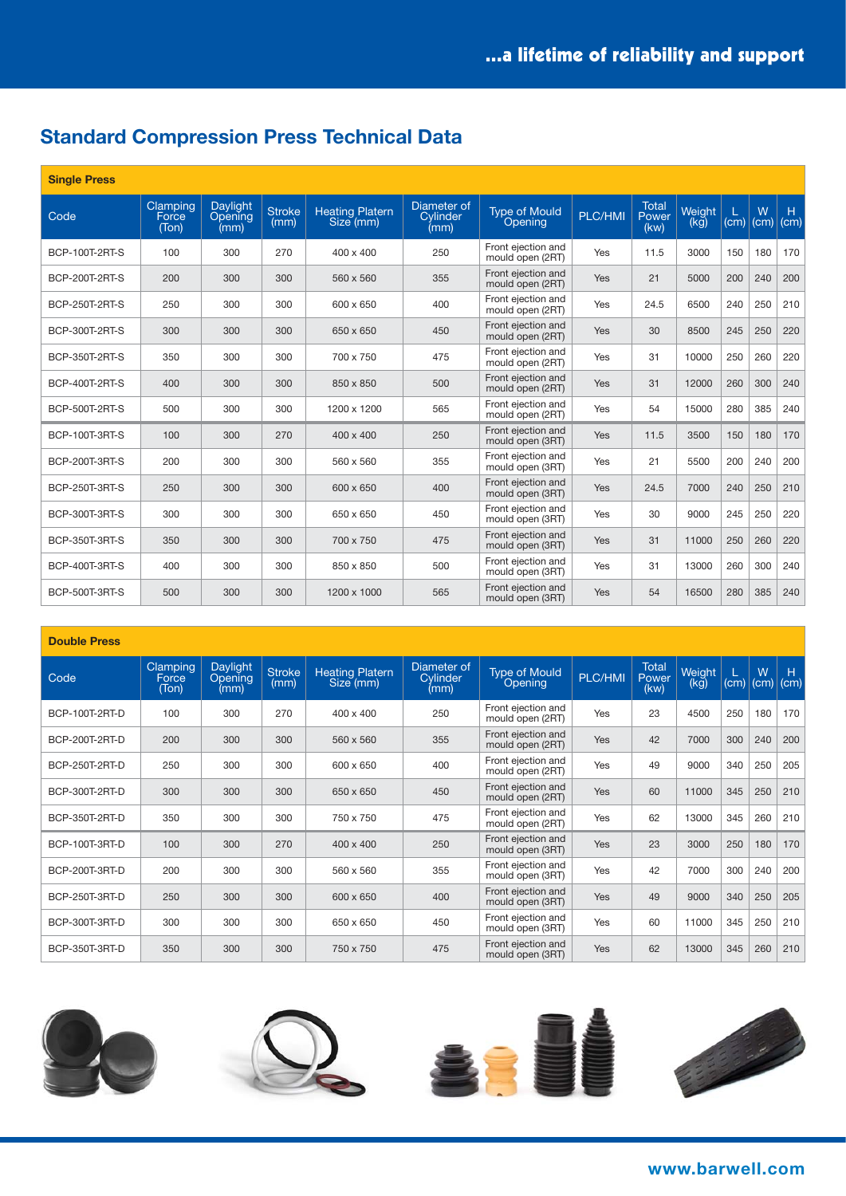## Standard Compression Press Technical Data

| Single Press | | | | | | | | | | | | |
|---|---|---|---|---|---|---|---|---|---|---|---|---|
| Code | Clamping Force (Ton) | Daylight Opening (mm) | Stroke (mm) | Heating Platern Size (mm) | Diameter of Cylinder (mm) | Type of Mould Opening | PLC/HMI | Total Power (kw) | Weight (kg) | L (cm) | W (cm) | H (cm) |
| BCP-100T-2RT-S | 100 | 300 | 270 | 400 x 400 | 250 | Front ejection and mould open (2RT) | Yes | 11.5 | 3000 | 150 | 180 | 170 |
| BCP-200T-2RT-S | 200 | 300 | 300 | 560 x 560 | 355 | Front ejection and mould open (2RT) | Yes | 21 | 5000 | 200 | 240 | 200 |
| BCP-250T-2RT-S | 250 | 300 | 300 | 600 x 650 | 400 | Front ejection and mould open (2RT) | Yes | 24.5 | 6500 | 240 | 250 | 210 |
| BCP-300T-2RT-S | 300 | 300 | 300 | 650 x 650 | 450 | Front ejection and mould open (2RT) | Yes | 30 | 8500 | 245 | 250 | 220 |
| BCP-350T-2RT-S | 350 | 300 | 300 | 700 x 750 | 475 | Front ejection and mould open (2RT) | Yes | 31 | 10000 | 250 | 260 | 220 |
| BCP-400T-2RT-S | 400 | 300 | 300 | 850 x 850 | 500 | Front ejection and mould open (2RT) | Yes | 31 | 12000 | 260 | 300 | 240 |
| BCP-500T-2RT-S | 500 | 300 | 300 | 1200 x 1200 | 565 | Front ejection and mould open (2RT) | Yes | 54 | 15000 | 280 | 385 | 240 |
| BCP-100T-3RT-S | 100 | 300 | 270 | 400 x 400 | 250 | Front ejection and mould open (3RT) | Yes | 11.5 | 3500 | 150 | 180 | 170 |
| BCP-200T-3RT-S | 200 | 300 | 300 | 560 x 560 | 355 | Front ejection and mould open (3RT) | Yes | 21 | 5500 | 200 | 240 | 200 |
| BCP-250T-3RT-S | 250 | 300 | 300 | 600 x 650 | 400 | Front ejection and mould open (3RT) | Yes | 24.5 | 7000 | 240 | 250 | 210 |
| BCP-300T-3RT-S | 300 | 300 | 300 | 650 x 650 | 450 | Front ejection and mould open (3RT) | Yes | 30 | 9000 | 245 | 250 | 220 |
| BCP-350T-3RT-S | 350 | 300 | 300 | 700 x 750 | 475 | Front ejection and mould open (3RT) | Yes | 31 | 11000 | 250 | 260 | 220 |
| BCP-400T-3RT-S | 400 | 300 | 300 | 850 x 850 | 500 | Front ejection and mould open (3RT) | Yes | 31 | 13000 | 260 | 300 | 240 |
| BCP-500T-3RT-S | 500 | 300 | 300 | 1200 x 1000 | 565 | Front ejection and mould open (3RT) | Yes | 54 | 16500 | 280 | 385 | 240 |

| Double Press | | | | | | | | | | | | |
|---|---|---|---|---|---|---|---|---|---|---|---|---|
| Code | Clamping Force (Ton) | Daylight Opening (mm) | Stroke (mm) | Heating Platern Size (mm) | Diameter of Cylinder (mm) | Type of Mould Opening | PLC/HMI | Total Power (kw) | Weight (kg) | L (cm) | W (cm) | H (cm) |
| BCP-100T-2RT-D | 100 | 300 | 270 | 400 x 400 | 250 | Front ejection and mould open (2RT) | Yes | 23 | 4500 | 250 | 180 | 170 |
| BCP-200T-2RT-D | 200 | 300 | 300 | 560 x 560 | 355 | Front ejection and mould open (2RT) | Yes | 42 | 7000 | 300 | 240 | 200 |
| BCP-250T-2RT-D | 250 | 300 | 300 | 600 x 650 | 400 | Front ejection and mould open (2RT) | Yes | 49 | 9000 | 340 | 250 | 205 |
| BCP-300T-2RT-D | 300 | 300 | 300 | 650 x 650 | 450 | Front ejection and mould open (2RT) | Yes | 60 | 11000 | 345 | 250 | 210 |
| BCP-350T-2RT-D | 350 | 300 | 300 | 750 x 750 | 475 | Front ejection and mould open (2RT) | Yes | 62 | 13000 | 345 | 260 | 210 |
| BCP-100T-3RT-D | 100 | 300 | 270 | 400 x 400 | 250 | Front ejection and mould open (3RT) | Yes | 23 | 3000 | 250 | 180 | 170 |
| BCP-200T-3RT-D | 200 | 300 | 300 | 560 x 560 | 355 | Front ejection and mould open (3RT) | Yes | 42 | 7000 | 300 | 240 | 200 |
| BCP-250T-3RT-D | 250 | 300 | 300 | 600 x 650 | 400 | Front ejection and mould open (3RT) | Yes | 49 | 9000 | 340 | 250 | 205 |
| BCP-300T-3RT-D | 300 | 300 | 300 | 650 x 650 | 450 | Front ejection and mould open (3RT) | Yes | 60 | 11000 | 345 | 250 | 210 |
| BCP-350T-3RT-D | 350 | 300 | 300 | 750 x 750 | 475 | Front ejection and mould open (3RT) | Yes | 62 | 13000 | 345 | 260 | 210 |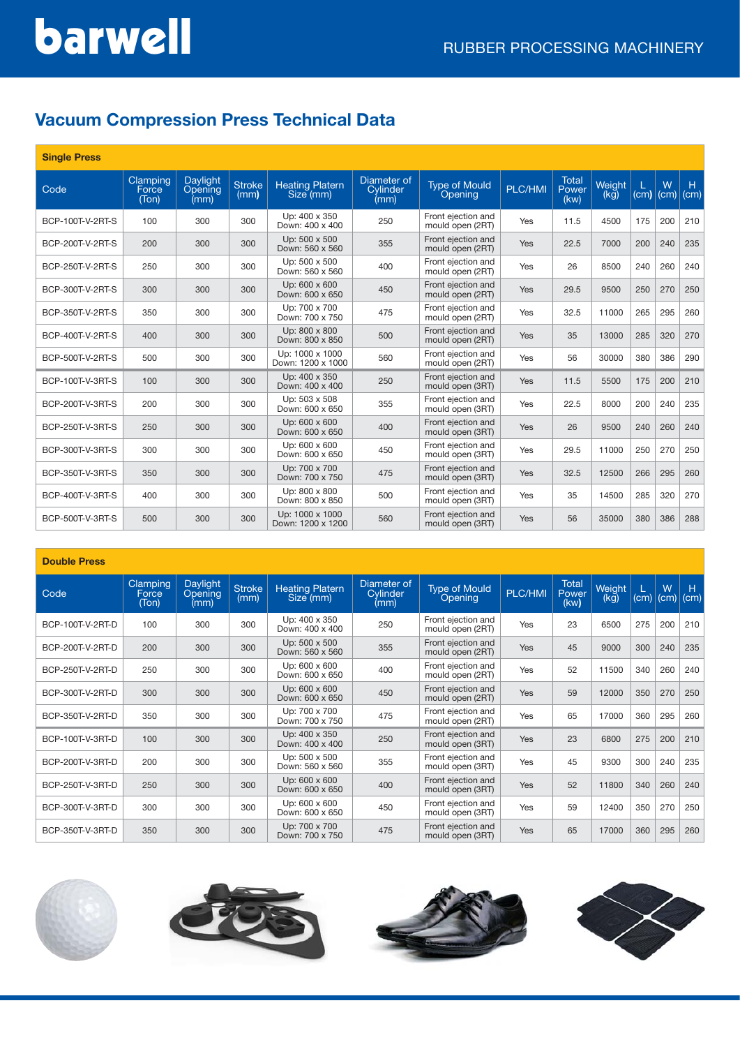barwell

RUBBER PROCESSING MACHINERY

## Vacuum Compression Press Technical Data

**Single Press**

| Code | Clamping Force (Ton) | Daylight Opening (mm) | Stroke (mm) | Heating Platern Size (mm) | Diameter of Cylinder (mm) | Type of Mould Opening | PLC/HMI | Total Power (kw) | Weight (kg) | L (cm) | W (cm) | H (cm) |
|---|---|---|---|---|---|---|---|---|---|---|---|---|
| BCP-100T-V-2RT-S | 100 | 300 | 300 | Up: 400 x 350 Down: 400 x 400 | 250 | Front ejection and mould open (2RT) | Yes | 11.5 | 4500 | 175 | 200 | 210 |
| BCP-200T-V-2RT-S | 200 | 300 | 300 | Up: 500 x 500 Down: 560 x 560 | 355 | Front ejection and mould open (2RT) | Yes | 22.5 | 7000 | 200 | 240 | 235 |
| BCP-250T-V-2RT-S | 250 | 300 | 300 | Up: 500 x 500 Down: 560 x 560 | 400 | Front ejection and mould open (2RT) | Yes | 26 | 8500 | 240 | 260 | 240 |
| BCP-300T-V-2RT-S | 300 | 300 | 300 | Up: 600 x 600 Down: 600 x 650 | 450 | Front ejection and mould open (2RT) | Yes | 29.5 | 9500 | 250 | 270 | 250 |
| BCP-350T-V-2RT-S | 350 | 300 | 300 | Up: 700 x 700 Down: 700 x 750 | 475 | Front ejection and mould open (2RT) | Yes | 32.5 | 11000 | 265 | 295 | 260 |
| BCP-400T-V-2RT-S | 400 | 300 | 300 | Up: 800 x 800 Down: 800 x 850 | 500 | Front ejection and mould open (2RT) | Yes | 35 | 13000 | 285 | 320 | 270 |
| BCP-500T-V-2RT-S | 500 | 300 | 300 | Up: 1000 x 1000 Down: 1200 x 1000 | 560 | Front ejection and mould open (2RT) | Yes | 56 | 30000 | 380 | 386 | 290 |
| BCP-100T-V-3RT-S | 100 | 300 | 300 | Up: 400 x 350 Down: 400 x 400 | 250 | Front ejection and mould open (3RT) | Yes | 11.5 | 5500 | 175 | 200 | 210 |
| BCP-200T-V-3RT-S | 200 | 300 | 300 | Up: 503 x 508 Down: 600 x 650 | 355 | Front ejection and mould open (3RT) | Yes | 22.5 | 8000 | 200 | 240 | 235 |
| BCP-250T-V-3RT-S | 250 | 300 | 300 | Up: 600 x 600 Down: 600 x 650 | 400 | Front ejection and mould open (3RT) | Yes | 26 | 9500 | 240 | 260 | 240 |
| BCP-300T-V-3RT-S | 300 | 300 | 300 | Up: 600 x 600 Down: 600 x 650 | 450 | Front ejection and mould open (3RT) | Yes | 29.5 | 11000 | 250 | 270 | 250 |
| BCP-350T-V-3RT-S | 350 | 300 | 300 | Up: 700 x 700 Down: 700 x 750 | 475 | Front ejection and mould open (3RT) | Yes | 32.5 | 12500 | 266 | 295 | 260 |
| BCP-400T-V-3RT-S | 400 | 300 | 300 | Up: 800 x 800 Down: 800 x 850 | 500 | Front ejection and mould open (3RT) | Yes | 35 | 14500 | 285 | 320 | 270 |
| BCP-500T-V-3RT-S | 500 | 300 | 300 | Up: 1000 x 1000 Down: 1200 x 1200 | 560 | Front ejection and mould open (3RT) | Yes | 56 | 35000 | 380 | 386 | 288 |

**Double Press**

| Code | Clamping Force (Ton) | Daylight Opening (mm) | Stroke (mm) | Heating Platern Size (mm) | Diameter of Cylinder (mm) | Type of Mould Opening | PLC/HMI | Total Power (kw) | Weight (kg) | L (cm) | W (cm) | H (cm) |
|---|---|---|---|---|---|---|---|---|---|---|---|---|
| BCP-100T-V-2RT-D | 100 | 300 | 300 | Up: 400 x 350 Down: 400 x 400 | 250 | Front ejection and mould open (2RT) | Yes | 23 | 6500 | 275 | 200 | 210 |
| BCP-200T-V-2RT-D | 200 | 300 | 300 | Up: 500 x 500 Down: 560 x 560 | 355 | Front ejection and mould open (2RT) | Yes | 45 | 9000 | 300 | 240 | 235 |
| BCP-250T-V-2RT-D | 250 | 300 | 300 | Up: 600 x 600 Down: 600 x 650 | 400 | Front ejection and mould open (2RT) | Yes | 52 | 11500 | 340 | 260 | 240 |
| BCP-300T-V-2RT-D | 300 | 300 | 300 | Up: 600 x 600 Down: 600 x 650 | 450 | Front ejection and mould open (2RT) | Yes | 59 | 12000 | 350 | 270 | 250 |
| BCP-350T-V-2RT-D | 350 | 300 | 300 | Up: 700 x 700 Down: 700 x 750 | 475 | Front ejection and mould open (2RT) | Yes | 65 | 17000 | 360 | 295 | 260 |
| BCP-100T-V-3RT-D | 100 | 300 | 300 | Up: 400 x 350 Down: 400 x 400 | 250 | Front ejection and mould open (3RT) | Yes | 23 | 6800 | 275 | 200 | 210 |
| BCP-200T-V-3RT-D | 200 | 300 | 300 | Up: 500 x 500 Down: 560 x 560 | 355 | Front ejection and mould open (3RT) | Yes | 45 | 9300 | 300 | 240 | 235 |
| BCP-250T-V-3RT-D | 250 | 300 | 300 | Up: 600 x 600 Down: 600 x 650 | 400 | Front ejection and mould open (3RT) | Yes | 52 | 11800 | 340 | 260 | 240 |
| BCP-300T-V-3RT-D | 300 | 300 | 300 | Up: 600 x 600 Down: 600 x 650 | 450 | Front ejection and mould open (3RT) | Yes | 59 | 12400 | 350 | 270 | 250 |
| BCP-350T-V-3RT-D | 350 | 300 | 300 | Up: 700 x 700 Down: 700 x 750 | 475 | Front ejection and mould open (3RT) | Yes | 65 | 17000 | 360 | 295 | 260 |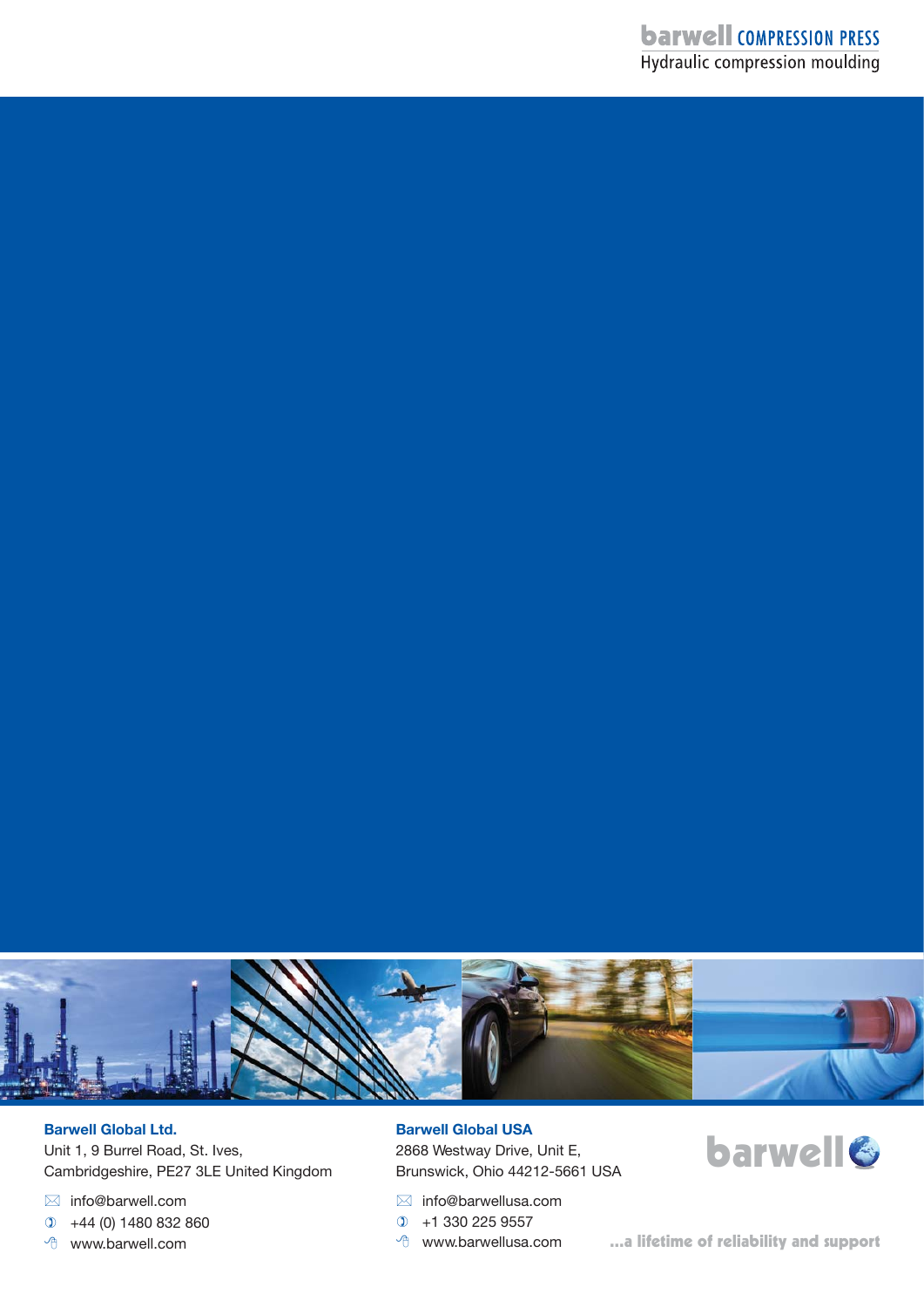**Barwell Global Ltd.**
Unit 1, 9 Burrel Road, St. Ives,
Cambridgeshire, PE27 3LE United Kingdom

info@barwell.com
+44 (0) 1480 832 860
www.barwell.com

**Barwell Global USA**
2868 Westway Drive, Unit E,
Brunswick, Ohio 44212-5661 USA

info@barwellusa.com
+1 330 225 9557
www.barwellusa.com

barwell

...a lifetime of reliability and support